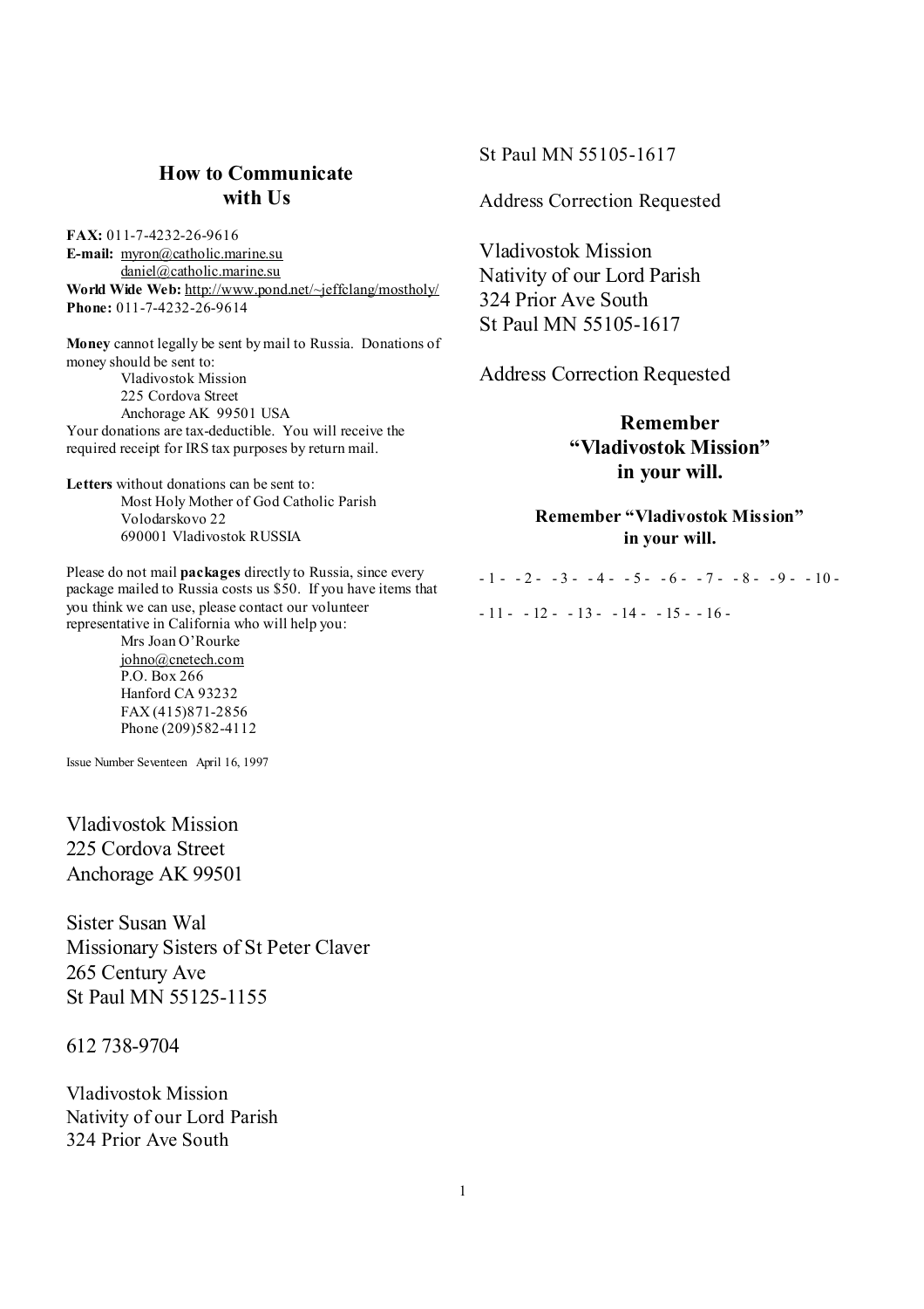## How to Communicate with Us

**FAX:** 011-7-4232-26-9616
**E-mail:** myron@catholic.marine.su
daniel@catholic.marine.su
**World Wide Web:** http://www.pond.net/~jeffclang/mostholy/
**Phone:** 011-7-4232-26-9614

**Money** cannot legally be sent by mail to Russia. Donations of money should be sent to:

Vladivostok Mission
225 Cordova Street
Anchorage AK 99501 USA

Your donations are tax-deductible. You will receive the required receipt for IRS tax purposes by return mail.

**Letters** without donations can be sent to:

Most Holy Mother of God Catholic Parish
Volodarskovo 22
690001 Vladivostok RUSSIA

Please do not mail **packages** directly to Russia, since every package mailed to Russia costs us $50. If you have items that you think we can use, please contact our volunteer representative in California who will help you:

Mrs Joan O'Rourke
johno@cnetech.com
P.O. Box 266
Hanford CA 93232
FAX (415)871-2856
Phone (209)582-4112

Issue Number Seventeen April 16, 1997

Vladivostok Mission
225 Cordova Street
Anchorage AK 99501

Sister Susan Wal
Missionary Sisters of St Peter Claver
265 Century Ave
St Paul MN 55125-1155

612 738-9704

Vladivostok Mission
Nativity of our Lord Parish
324 Prior Ave South
St Paul MN 55105-1617

Address Correction Requested

Vladivostok Mission
Nativity of our Lord Parish
324 Prior Ave South
St Paul MN 55105-1617

Address Correction Requested

### Remember "Vladivostok Mission" in your will.

**Remember "Vladivostok Mission" in your will.**

- 1 - - 2 - - 3 - - 4 - - 5 - - 6 - - 7 - - 8 - - 9 - - 10 -

- 11 - - 12 - - 13 - - 14 - - 15 - - 16 -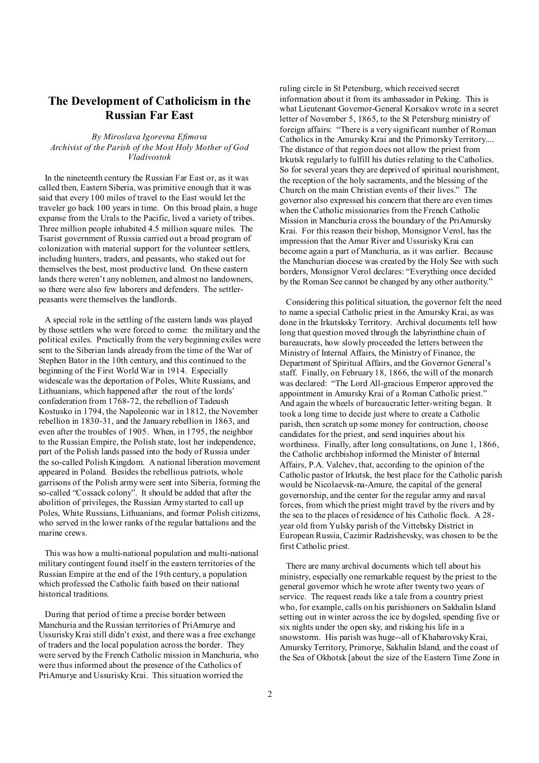# The Development of Catholicism in the Russian Far East

*By Miroslava Igorevna Efimova*
*Archivist of the Parish of the Most Holy Mother of God Vladivostok*

In the nineteenth century the Russian Far East or, as it was called then, Eastern Siberia, was primitive enough that it was said that every 100 miles of travel to the East would let the traveler go back 100 years in time. On this broad plain, a huge expanse from the Urals to the Pacific, lived a variety of tribes. Three million people inhabited 4.5 million square miles. The Tsarist government of Russia carried out a broad program of colonization with material support for the volunteer settlers, including hunters, traders, and peasants, who staked out for themselves the best, most productive land. On these eastern lands there weren't any noblemen, and almost no landowners, so there were also few laborers and defenders. The settler-peasants were themselves the landlords.

A special role in the settling of the eastern lands was played by those settlers who were forced to come: the military and the political exiles. Practically from the very beginning exiles were sent to the Siberian lands already from the time of the War of Stephen Bator in the 10th century, and this continued to the beginning of the First World War in 1914. Especially widescale was the deportation of Poles, White Russians, and Lithuanians, which happened after the rout of the lords' confederation from 1768-72, the rebellion of Tadeush Kostusko in 1794, the Napoleonic war in 1812, the November rebellion in 1830-31, and the January rebellion in 1863, and even after the troubles of 1905. When, in 1795, the neighbor to the Russian Empire, the Polish state, lost her independence, part of the Polish lands passed into the body of Russia under the so-called Polish Kingdom. A national liberation movement appeared in Poland. Besides the rebellious patriots, whole garrisons of the Polish army were sent into Siberia, forming the so-called "Cossack colony". It should be added that after the abolition of privileges, the Russian Army started to call up Poles, White Russians, Lithuanians, and former Polish citizens, who served in the lower ranks of the regular battalions and the marine crews.

This was how a multi-national population and multi-national military contingent found itself in the eastern territories of the Russian Empire at the end of the 19th century, a population which professed the Catholic faith based on their national historical traditions.

During that period of time a precise border between Manchuria and the Russian territories of PriAmurye and Ussurisky Krai still didn't exist, and there was a free exchange of traders and the local population across the border. They were served by the French Catholic mission in Manchuria, who were thus informed about the presence of the Catholics of PriAmurye and Ussurisky Krai. This situation worried the ruling circle in St Petersburg, which received secret information about it from its ambassador in Peking. This is what Lieutenant Governor-General Korsakov wrote in a secret letter of November 5, 1865, to the St Petersburg ministry of foreign affairs: "There is a very significant number of Roman Catholics in the Amursky Krai and the Primorsky Territory.... The distance of that region does not allow the priest from Irkutsk regularly to fulfill his duties relating to the Catholics. So for several years they are deprived of spiritual nourishment, the reception of the holy sacraments, and the blessing of the Church on the main Christian events of their lives." The governor also expressed his concern that there are even times when the Catholic missionaries from the French Catholic Mission in Manchuria cross the boundary of the PriAmursky Krai. For this reason their bishop, Monsignor Verol, has the impression that the Amur River and Ussurisky Krai can become again a part of Manchuria, as it was earlier. Because the Manchurian diocese was created by the Holy See with such borders, Monsignor Verol declares: "Everything once decided by the Roman See cannot be changed by any other authority."

Considering this political situation, the governor felt the need to name a special Catholic priest in the Amursky Krai, as was done in the Irkutsksky Territory. Archival documents tell how long that question moved through the labyrinthine chain of bureaucrats, how slowly proceeded the letters between the Ministry of Internal Affairs, the Ministry of Finance, the Department of Spiritual Affairs, and the Governor General's staff. Finally, on February 18, 1866, the will of the monarch was declared: "The Lord All-gracious Emperor approved the appointment in Amursky Krai of a Roman Catholic priest." And again the wheels of bureaucratic letter-writing began. It took a long time to decide just where to create a Catholic parish, then scratch up some money for contruction, choose candidates for the priest, and send inquiries about his worthiness. Finally, after long consultations, on June 1, 1866, the Catholic archbishop informed the Minister of Internal Affairs, P.A. Valchev, that, according to the opinion of the Catholic pastor of Irkutsk, the best place for the Catholic parish would be Nicolaevsk-na-Amure, the capital of the general governorship, and the center for the regular army and naval forces, from which the priest might travel by the rivers and by the sea to the places of residence of his Catholic flock. A 28-year old from Yulsky parish of the Vittebsky District in European Russia, Cazimir Radzishevsky, was chosen to be the first Catholic priest.

There are many archival documents which tell about his ministry, especially one remarkable request by the priest to the general governor which he wrote after twenty two years of service. The request reads like a tale from a country priest who, for example, calls on his parishioners on Sakhalin Island setting out in winter across the ice by dogsled, spending five or six nights under the open sky, and risking his life in a snowstorm. His parish was huge--all of Khabarovsky Krai, Amursky Territory, Primorye, Sakhalin Island, and the coast of the Sea of Okhotsk [about the size of the Eastern Time Zone in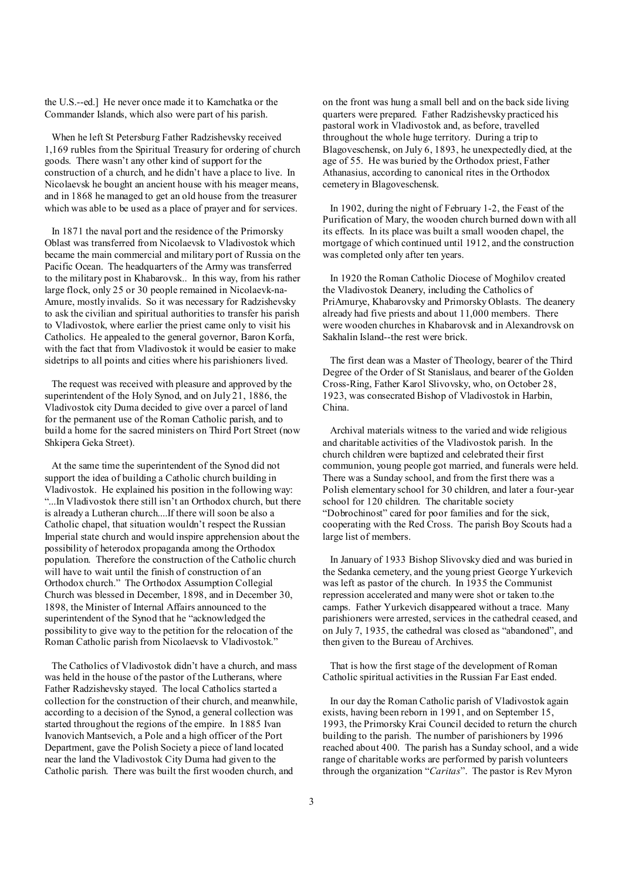the U.S.--ed.] He never once made it to Kamchatka or the Commander Islands, which also were part of his parish.

When he left St Petersburg Father Radzishevsky received 1,169 rubles from the Spiritual Treasury for ordering of church goods. There wasn't any other kind of support for the construction of a church, and he didn't have a place to live. In Nicolaevsk he bought an ancient house with his meager means, and in 1868 he managed to get an old house from the treasurer which was able to be used as a place of prayer and for services.

In 1871 the naval port and the residence of the Primorsky Oblast was transferred from Nicolaevsk to Vladivostok which became the main commercial and military port of Russia on the Pacific Ocean. The headquarters of the Army was transferred to the military post in Khabarovsk.. In this way, from his rather large flock, only 25 or 30 people remained in Nicolaevk-na-Amure, mostly invalids. So it was necessary for Radzishevsky to ask the civilian and spiritual authorities to transfer his parish to Vladivostok, where earlier the priest came only to visit his Catholics. He appealed to the general governor, Baron Korfa, with the fact that from Vladivostok it would be easier to make sidetrips to all points and cities where his parishioners lived.

The request was received with pleasure and approved by the superintendent of the Holy Synod, and on July 21, 1886, the Vladivostok city Duma decided to give over a parcel of land for the permanent use of the Roman Catholic parish, and to build a home for the sacred ministers on Third Port Street (now Shkipera Geka Street).

At the same time the superintendent of the Synod did not support the idea of building a Catholic church building in Vladivostok. He explained his position in the following way: "...In Vladivostok there still isn't an Orthodox church, but there is already a Lutheran church....If there will soon be also a Catholic chapel, that situation wouldn't respect the Russian Imperial state church and would inspire apprehension about the possibility of heterodox propaganda among the Orthodox population. Therefore the construction of the Catholic church will have to wait until the finish of construction of an Orthodox church." The Orthodox Assumption Collegial Church was blessed in December, 1898, and in December 30, 1898, the Minister of Internal Affairs announced to the superintendent of the Synod that he "acknowledged the possibility to give way to the petition for the relocation of the Roman Catholic parish from Nicolaevsk to Vladivostok."

The Catholics of Vladivostok didn't have a church, and mass was held in the house of the pastor of the Lutherans, where Father Radzishevsky stayed. The local Catholics started a collection for the construction of their church, and meanwhile, according to a decision of the Synod, a general collection was started throughout the regions of the empire. In 1885 Ivan Ivanovich Mantsevich, a Pole and a high officer of the Port Department, gave the Polish Society a piece of land located near the land the Vladivostok City Duma had given to the Catholic parish. There was built the first wooden church, and on the front was hung a small bell and on the back side living quarters were prepared. Father Radzishevsky practiced his pastoral work in Vladivostok and, as before, travelled throughout the whole huge territory. During a trip to Blagoveschensk, on July 6, 1893, he unexpectedly died, at the age of 55. He was buried by the Orthodox priest, Father Athanasius, according to canonical rites in the Orthodox cemetery in Blagoveschensk.

In 1902, during the night of February 1-2, the Feast of the Purification of Mary, the wooden church burned down with all its effects. In its place was built a small wooden chapel, the mortgage of which continued until 1912, and the construction was completed only after ten years.

In 1920 the Roman Catholic Diocese of Moghilov created the Vladivostok Deanery, including the Catholics of PriAmurye, Khabarovsky and Primorsky Oblasts. The deanery already had five priests and about 11,000 members. There were wooden churches in Khabarovsk and in Alexandrovsk on Sakhalin Island--the rest were brick.

The first dean was a Master of Theology, bearer of the Third Degree of the Order of St Stanislaus, and bearer of the Golden Cross-Ring, Father Karol Slivovsky, who, on October 28, 1923, was consecrated Bishop of Vladivostok in Harbin, China.

Archival materials witness to the varied and wide religious and charitable activities of the Vladivostok parish. In the church children were baptized and celebrated their first communion, young people got married, and funerals were held. There was a Sunday school, and from the first there was a Polish elementary school for 30 children, and later a four-year school for 120 children. The charitable society "Dobrochinost" cared for poor families and for the sick, cooperating with the Red Cross. The parish Boy Scouts had a large list of members.

In January of 1933 Bishop Slivovsky died and was buried in the Sedanka cemetery, and the young priest George Yurkevich was left as pastor of the church. In 1935 the Communist repression accelerated and many were shot or taken to.the camps. Father Yurkevich disappeared without a trace. Many parishioners were arrested, services in the cathedral ceased, and on July 7, 1935, the cathedral was closed as "abandoned", and then given to the Bureau of Archives.

That is how the first stage of the development of Roman Catholic spiritual activities in the Russian Far East ended.

In our day the Roman Catholic parish of Vladivostok again exists, having been reborn in 1991, and on September 15, 1993, the Primorsky Krai Council decided to return the church building to the parish. The number of parishioners by 1996 reached about 400. The parish has a Sunday school, and a wide range of charitable works are performed by parish volunteers through the organization "*Caritas*". The pastor is Rev Myron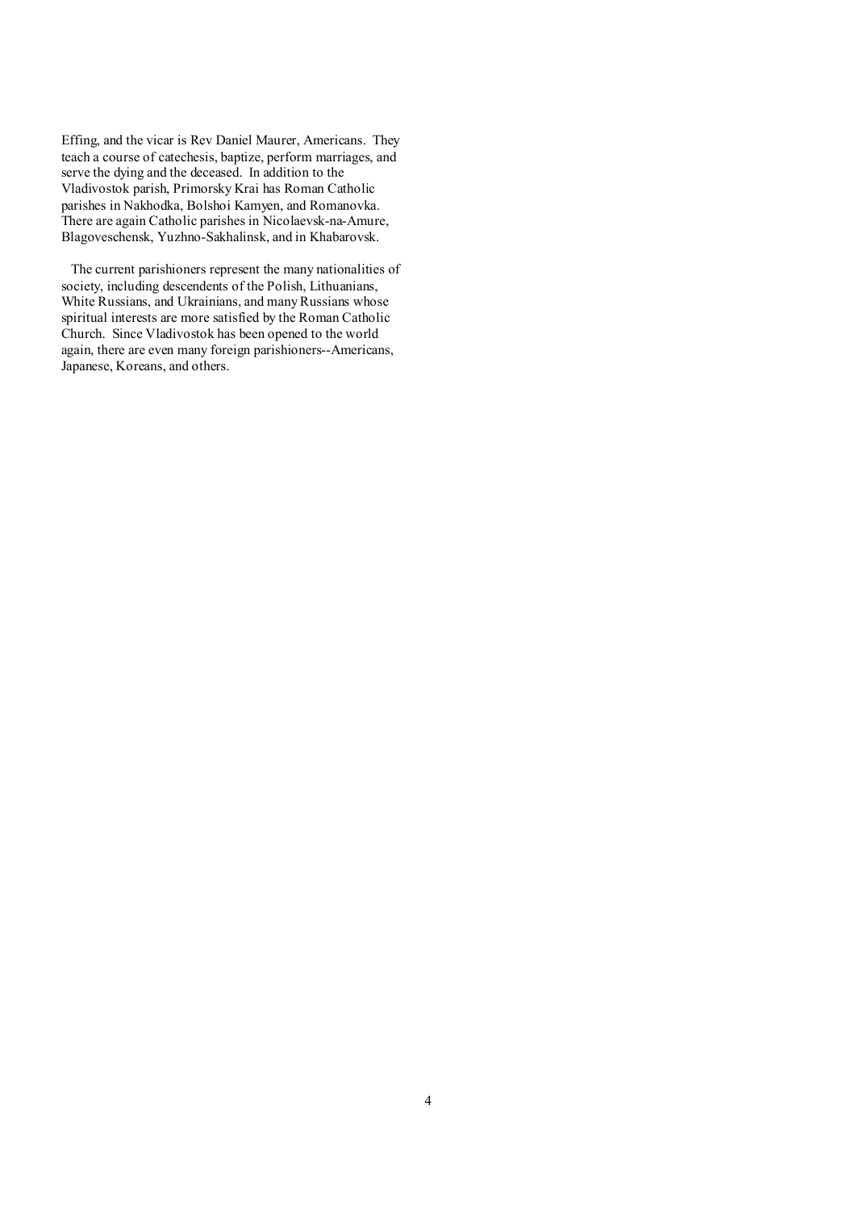Effing, and the vicar is Rev Daniel Maurer, Americans. They teach a course of catechesis, baptize, perform marriages, and serve the dying and the deceased. In addition to the Vladivostok parish, Primorsky Krai has Roman Catholic parishes in Nakhodka, Bolshoi Kamyen, and Romanovka. There are again Catholic parishes in Nicolaevsk-na-Amure, Blagoveschensk, Yuzhno-Sakhalinsk, and in Khabarovsk.

The current parishioners represent the many nationalities of society, including descendents of the Polish, Lithuanians, White Russians, and Ukrainians, and many Russians whose spiritual interests are more satisfied by the Roman Catholic Church. Since Vladivostok has been opened to the world again, there are even many foreign parishioners--Americans, Japanese, Koreans, and others.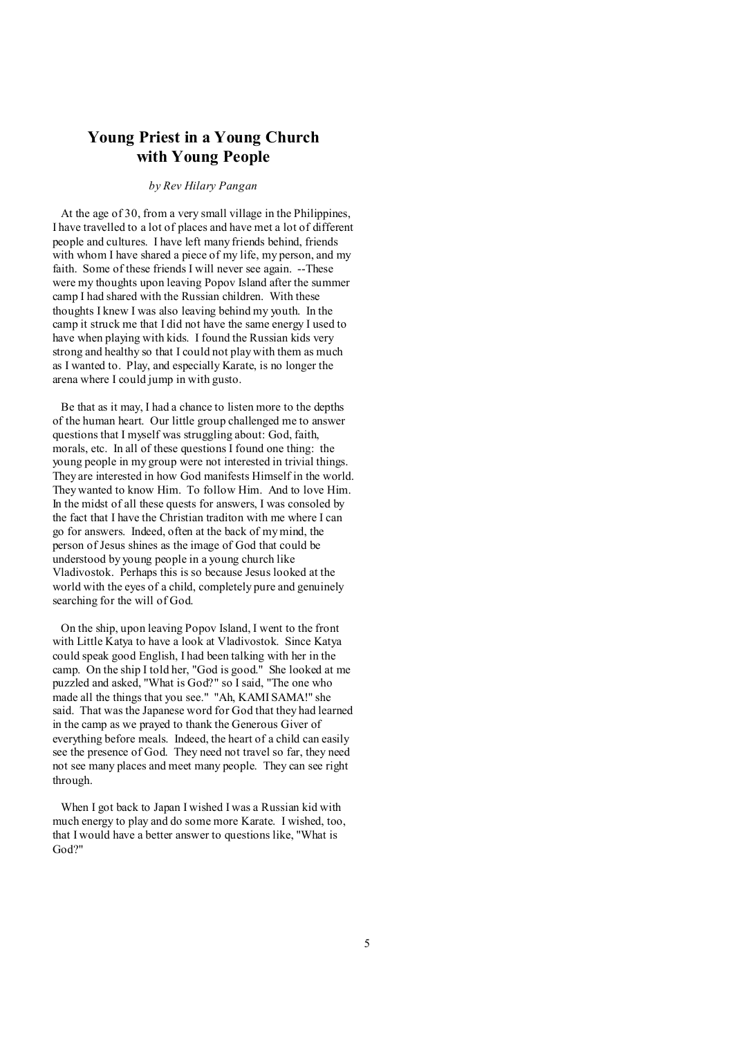# Young Priest in a Young Church with Young People

*by Rev Hilary Pangan*

At the age of 30, from a very small village in the Philippines, I have travelled to a lot of places and have met a lot of different people and cultures. I have left many friends behind, friends with whom I have shared a piece of my life, my person, and my faith. Some of these friends I will never see again. --These were my thoughts upon leaving Popov Island after the summer camp I had shared with the Russian children. With these thoughts I knew I was also leaving behind my youth. In the camp it struck me that I did not have the same energy I used to have when playing with kids. I found the Russian kids very strong and healthy so that I could not play with them as much as I wanted to. Play, and especially Karate, is no longer the arena where I could jump in with gusto.

Be that as it may, I had a chance to listen more to the depths of the human heart. Our little group challenged me to answer questions that I myself was struggling about: God, faith, morals, etc. In all of these questions I found one thing: the young people in my group were not interested in trivial things. They are interested in how God manifests Himself in the world. They wanted to know Him. To follow Him. And to love Him. In the midst of all these quests for answers, I was consoled by the fact that I have the Christian traditon with me where I can go for answers. Indeed, often at the back of my mind, the person of Jesus shines as the image of God that could be understood by young people in a young church like Vladivostok. Perhaps this is so because Jesus looked at the world with the eyes of a child, completely pure and genuinely searching for the will of God.

On the ship, upon leaving Popov Island, I went to the front with Little Katya to have a look at Vladivostok. Since Katya could speak good English, I had been talking with her in the camp. On the ship I told her, "God is good." She looked at me puzzled and asked, "What is God?" so I said, "The one who made all the things that you see." "Ah, KAMI SAMA!" she said. That was the Japanese word for God that they had learned in the camp as we prayed to thank the Generous Giver of everything before meals. Indeed, the heart of a child can easily see the presence of God. They need not travel so far, they need not see many places and meet many people. They can see right through.

When I got back to Japan I wished I was a Russian kid with much energy to play and do some more Karate. I wished, too, that I would have a better answer to questions like, "What is God?"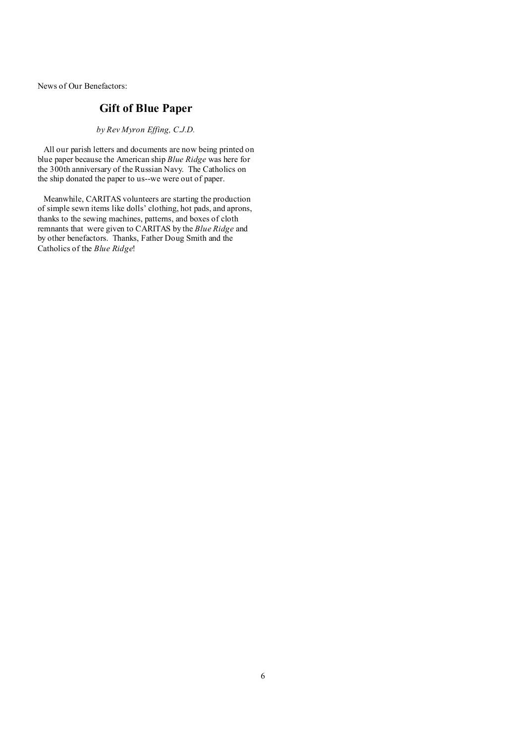News of Our Benefactors:

## Gift of Blue Paper

*by Rev Myron Effing, C.J.D.*

All our parish letters and documents are now being printed on blue paper because the American ship *Blue Ridge* was here for the 300th anniversary of the Russian Navy. The Catholics on the ship donated the paper to us--we were out of paper.

Meanwhile, CARITAS volunteers are starting the production of simple sewn items like dolls' clothing, hot pads, and aprons, thanks to the sewing machines, patterns, and boxes of cloth remnants that were given to CARITAS by the *Blue Ridge* and by other benefactors. Thanks, Father Doug Smith and the Catholics of the *Blue Ridge*!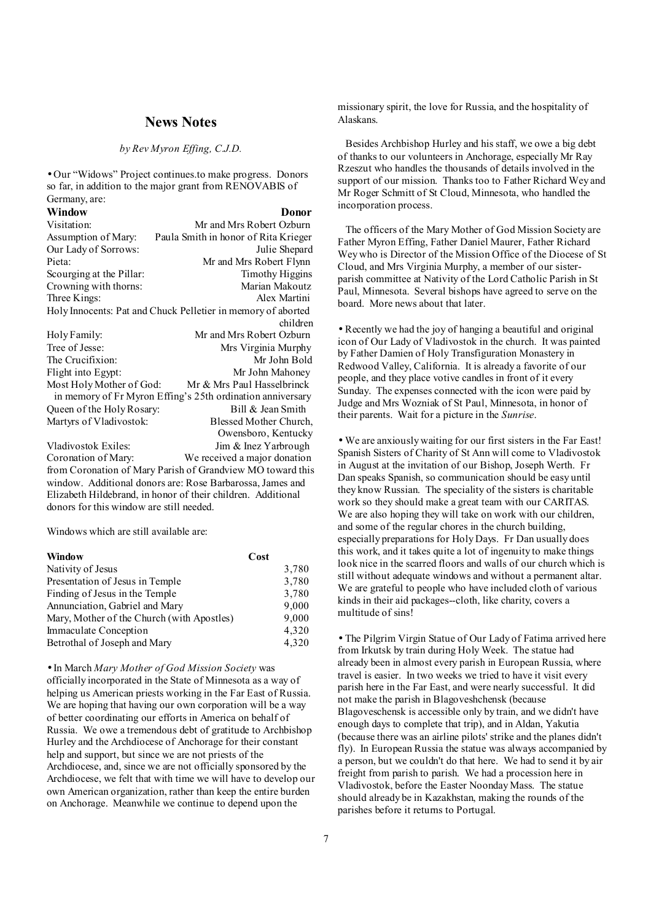## News Notes

*by Rev Myron Effing, C.J.D.*

• Our "Widows" Project continues.to make progress. Donors so far, in addition to the major grant from RENOVABIS of Germany, are:

| Window | Donor |
|---|---|
| Visitation: | Mr and Mrs Robert Ozburn |
| Assumption of Mary: | Paula Smith in honor of Rita Krieger |
| Our Lady of Sorrows: | Julie Shepard |
| Pieta: | Mr and Mrs Robert Flynn |
| Scourging at the Pillar: | Timothy Higgins |
| Crowning with thorns: | Marian Makoutz |
| Three Kings: | Alex Martini |
| Holy Innocents: | Pat and Chuck Pelletier in memory of aborted children |
| Holy Family: | Mr and Mrs Robert Ozburn |
| Tree of Jesse: | Mrs Virginia Murphy |
| The Crucifixion: | Mr John Bold |
| Flight into Egypt: | Mr John Mahoney |
| Most Holy Mother of God: | Mr & Mrs Paul Hasselbrinck in memory of Fr Myron Effing's 25th ordination anniversary |
| Queen of the Holy Rosary: | Bill & Jean Smith |
| Martyrs of Vladivostok: | Blessed Mother Church, Owensboro, Kentucky |
| Vladivostok Exiles: | Jim & Inez Yarbrough |
| Coronation of Mary: | We received a major donation from Coronation of Mary Parish of Grandview MO toward this window. Additional donors are: Rose Barbarossa, James and Elizabeth Hildebrand, in honor of their children. Additional donors for this window are still needed. |

Windows which are still available are:

| Window | Cost |
|---|---|
| Nativity of Jesus | 3,780 |
| Presentation of Jesus in Temple | 3,780 |
| Finding of Jesus in the Temple | 3,780 |
| Annunciation, Gabriel and Mary | 9,000 |
| Mary, Mother of the Church (with Apostles) | 9,000 |
| Immaculate Conception | 4,320 |
| Betrothal of Joseph and Mary | 4,320 |

• In March *Mary Mother of God Mission Society* was officially incorporated in the State of Minnesota as a way of helping us American priests working in the Far East of Russia. We are hoping that having our own corporation will be a way of better coordinating our efforts in America on behalf of Russia. We owe a tremendous debt of gratitude to Archbishop Hurley and the Archdiocese of Anchorage for their constant help and support, but since we are not priests of the Archdiocese, and, since we are not officially sponsored by the Archdiocese, we felt that with time we will have to develop our own American organization, rather than keep the entire burden on Anchorage. Meanwhile we continue to depend upon the missionary spirit, the love for Russia, and the hospitality of Alaskans.

Besides Archbishop Hurley and his staff, we owe a big debt of thanks to our volunteers in Anchorage, especially Mr Ray Rzeszut who handles the thousands of details involved in the support of our mission. Thanks too to Father Richard Wey and Mr Roger Schmitt of St Cloud, Minnesota, who handled the incorporation process.

The officers of the Mary Mother of God Mission Society are Father Myron Effing, Father Daniel Maurer, Father Richard Wey who is Director of the Mission Office of the Diocese of St Cloud, and Mrs Virginia Murphy, a member of our sister-parish committee at Nativity of the Lord Catholic Parish in St Paul, Minnesota. Several bishops have agreed to serve on the board. More news about that later.

• Recently we had the joy of hanging a beautiful and original icon of Our Lady of Vladivostok in the church. It was painted by Father Damien of Holy Transfiguration Monastery in Redwood Valley, California. It is already a favorite of our people, and they place votive candles in front of it every Sunday. The expenses connected with the icon were paid by Judge and Mrs Wozniak of St Paul, Minnesota, in honor of their parents. Wait for a picture in the *Sunrise*.

• We are anxiously waiting for our first sisters in the Far East! Spanish Sisters of Charity of St Ann will come to Vladivostok in August at the invitation of our Bishop, Joseph Werth. Fr Dan speaks Spanish, so communication should be easy until they know Russian. The speciality of the sisters is charitable work so they should make a great team with our CARITAS. We are also hoping they will take on work with our children, and some of the regular chores in the church building, especially preparations for Holy Days. Fr Dan usually does this work, and it takes quite a lot of ingenuity to make things look nice in the scarred floors and walls of our church which is still without adequate windows and without a permanent altar. We are grateful to people who have included cloth of various kinds in their aid packages--cloth, like charity, covers a multitude of sins!

• The Pilgrim Virgin Statue of Our Lady of Fatima arrived here from Irkutsk by train during Holy Week. The statue had already been in almost every parish in European Russia, where travel is easier. In two weeks we tried to have it visit every parish here in the Far East, and were nearly successful. It did not make the parish in Blagoveshchensk (because Blagoveschensk is accessible only by train, and we didn't have enough days to complete that trip), and in Aldan, Yakutia (because there was an airline pilots' strike and the planes didn't fly). In European Russia the statue was always accompanied by a person, but we couldn't do that here. We had to send it by air freight from parish to parish. We had a procession here in Vladivostok, before the Easter Noonday Mass. The statue should already be in Kazakhstan, making the rounds of the parishes before it returns to Portugal.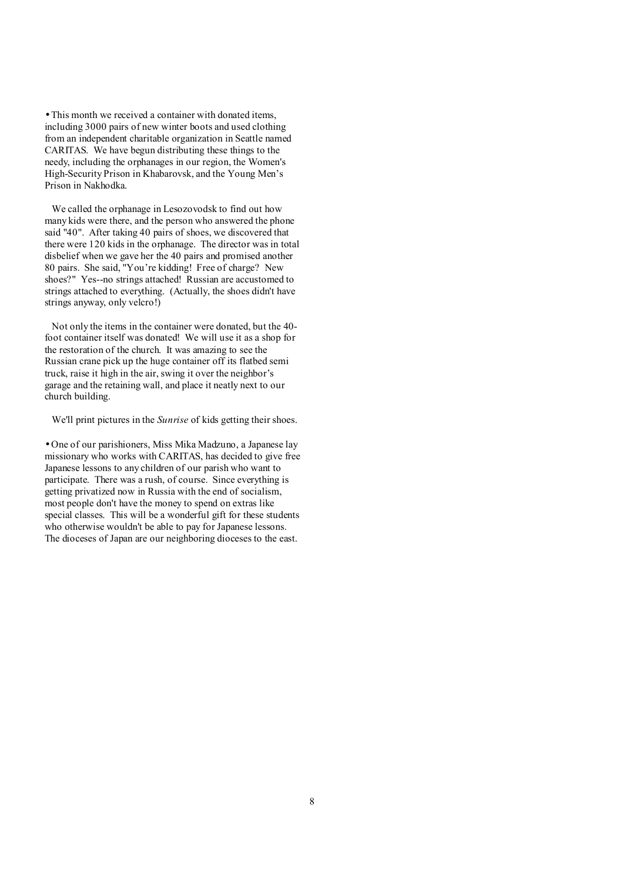• This month we received a container with donated items, including 3000 pairs of new winter boots and used clothing from an independent charitable organization in Seattle named CARITAS. We have begun distributing these things to the needy, including the orphanages in our region, the Women's High-Security Prison in Khabarovsk, and the Young Men's Prison in Nakhodka.

We called the orphanage in Lesozovodsk to find out how many kids were there, and the person who answered the phone said "40". After taking 40 pairs of shoes, we discovered that there were 120 kids in the orphanage. The director was in total disbelief when we gave her the 40 pairs and promised another 80 pairs. She said, "You're kidding! Free of charge? New shoes?" Yes--no strings attached! Russian are accustomed to strings attached to everything. (Actually, the shoes didn't have strings anyway, only velcro!)

Not only the items in the container were donated, but the 40-foot container itself was donated! We will use it as a shop for the restoration of the church. It was amazing to see the Russian crane pick up the huge container off its flatbed semi truck, raise it high in the air, swing it over the neighbor's garage and the retaining wall, and place it neatly next to our church building.

We'll print pictures in the *Sunrise* of kids getting their shoes.

• One of our parishioners, Miss Mika Madzuno, a Japanese lay missionary who works with CARITAS, has decided to give free Japanese lessons to any children of our parish who want to participate. There was a rush, of course. Since everything is getting privatized now in Russia with the end of socialism, most people don't have the money to spend on extras like special classes. This will be a wonderful gift for these students who otherwise wouldn't be able to pay for Japanese lessons. The dioceses of Japan are our neighboring dioceses to the east.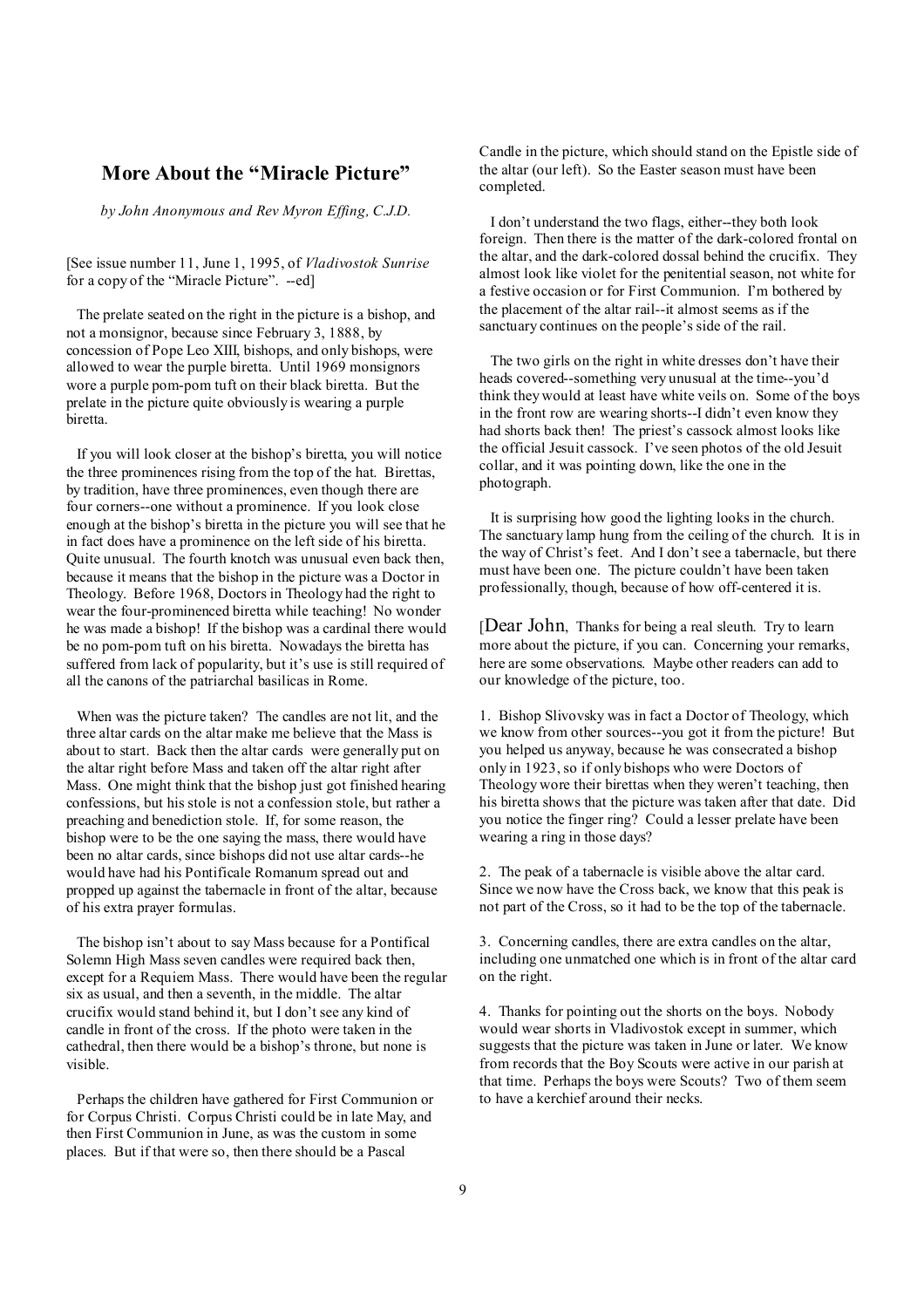## More About the "Miracle Picture"

*by John Anonymous and Rev Myron Effing, C.J.D.*

[See issue number 11, June 1, 1995, of *Vladivostok Sunrise* for a copy of the "Miracle Picture". --ed]

The prelate seated on the right in the picture is a bishop, and not a monsignor, because since February 3, 1888, by concession of Pope Leo XIII, bishops, and only bishops, were allowed to wear the purple biretta. Until 1969 monsignors wore a purple pom-pom tuft on their black biretta. But the prelate in the picture quite obviously is wearing a purple biretta.

If you will look closer at the bishop's biretta, you will notice the three prominences rising from the top of the hat. Birettas, by tradition, have three prominences, even though there are four corners--one without a prominence. If you look close enough at the bishop's biretta in the picture you will see that he in fact does have a prominence on the left side of his biretta. Quite unusual. The fourth knotch was unusual even back then, because it means that the bishop in the picture was a Doctor in Theology. Before 1968, Doctors in Theology had the right to wear the four-prominenced biretta while teaching! No wonder he was made a bishop! If the bishop was a cardinal there would be no pom-pom tuft on his biretta. Nowadays the biretta has suffered from lack of popularity, but it's use is still required of all the canons of the patriarchal basilicas in Rome.

When was the picture taken? The candles are not lit, and the three altar cards on the altar make me believe that the Mass is about to start. Back then the altar cards were generally put on the altar right before Mass and taken off the altar right after Mass. One might think that the bishop just got finished hearing confessions, but his stole is not a confession stole, but rather a preaching and benediction stole. If, for some reason, the bishop were to be the one saying the mass, there would have been no altar cards, since bishops did not use altar cards--he would have had his Pontificale Romanum spread out and propped up against the tabernacle in front of the altar, because of his extra prayer formulas.

The bishop isn't about to say Mass because for a Pontifical Solemn High Mass seven candles were required back then, except for a Requiem Mass. There would have been the regular six as usual, and then a seventh, in the middle. The altar crucifix would stand behind it, but I don't see any kind of candle in front of the cross. If the photo were taken in the cathedral, then there would be a bishop's throne, but none is visible.

Perhaps the children have gathered for First Communion or for Corpus Christi. Corpus Christi could be in late May, and then First Communion in June, as was the custom in some places. But if that were so, then there should be a Pascal Candle in the picture, which should stand on the Epistle side of the altar (our left). So the Easter season must have been completed.

I don't understand the two flags, either--they both look foreign. Then there is the matter of the dark-colored frontal on the altar, and the dark-colored dossal behind the crucifix. They almost look like violet for the penitential season, not white for a festive occasion or for First Communion. I'm bothered by the placement of the altar rail--it almost seems as if the sanctuary continues on the people's side of the rail.

The two girls on the right in white dresses don't have their heads covered--something very unusual at the time--you'd think they would at least have white veils on. Some of the boys in the front row are wearing shorts--I didn't even know they had shorts back then! The priest's cassock almost looks like the official Jesuit cassock. I've seen photos of the old Jesuit collar, and it was pointing down, like the one in the photograph.

It is surprising how good the lighting looks in the church. The sanctuary lamp hung from the ceiling of the church. It is in the way of Christ's feet. And I don't see a tabernacle, but there must have been one. The picture couldn't have been taken professionally, though, because of how off-centered it is.

[Dear John, Thanks for being a real sleuth. Try to learn more about the picture, if you can. Concerning your remarks, here are some observations. Maybe other readers can add to our knowledge of the picture, too.

1. Bishop Slivovsky was in fact a Doctor of Theology, which we know from other sources--you got it from the picture! But you helped us anyway, because he was consecrated a bishop only in 1923, so if only bishops who were Doctors of Theology wore their birettas when they weren't teaching, then his biretta shows that the picture was taken after that date. Did you notice the finger ring? Could a lesser prelate have been wearing a ring in those days?

2. The peak of a tabernacle is visible above the altar card. Since we now have the Cross back, we know that this peak is not part of the Cross, so it had to be the top of the tabernacle.

3. Concerning candles, there are extra candles on the altar, including one unmatched one which is in front of the altar card on the right.

4. Thanks for pointing out the shorts on the boys. Nobody would wear shorts in Vladivostok except in summer, which suggests that the picture was taken in June or later. We know from records that the Boy Scouts were active in our parish at that time. Perhaps the boys were Scouts? Two of them seem to have a kerchief around their necks.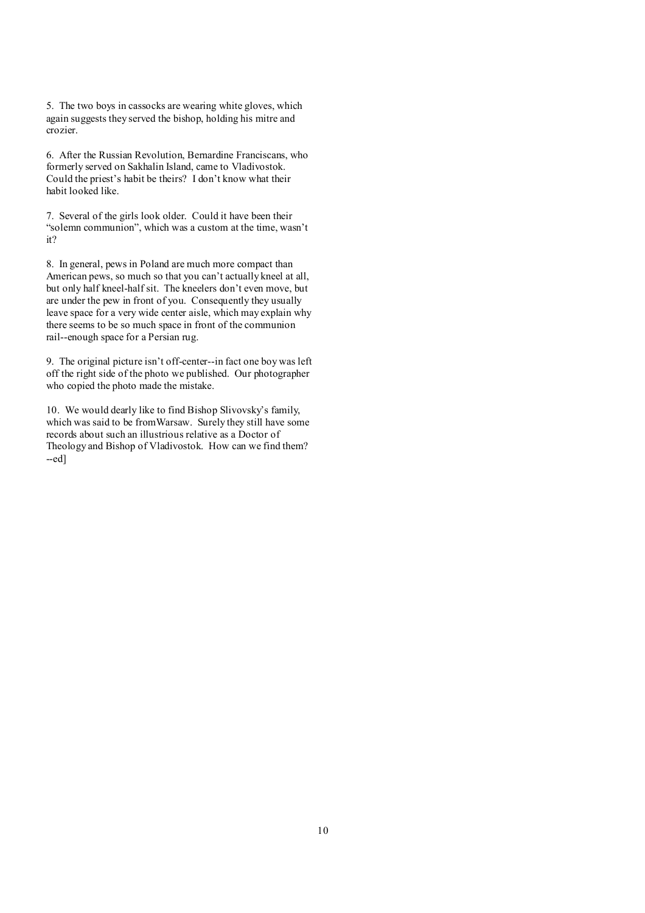5. The two boys in cassocks are wearing white gloves, which again suggests they served the bishop, holding his mitre and crozier.

6. After the Russian Revolution, Bernardine Franciscans, who formerly served on Sakhalin Island, came to Vladivostok. Could the priest's habit be theirs? I don't know what their habit looked like.

7. Several of the girls look older. Could it have been their "solemn communion", which was a custom at the time, wasn't it?

8. In general, pews in Poland are much more compact than American pews, so much so that you can't actually kneel at all, but only half kneel-half sit. The kneelers don't even move, but are under the pew in front of you. Consequently they usually leave space for a very wide center aisle, which may explain why there seems to be so much space in front of the communion rail--enough space for a Persian rug.

9. The original picture isn't off-center--in fact one boy was left off the right side of the photo we published. Our photographer who copied the photo made the mistake.

10. We would dearly like to find Bishop Slivovsky's family, which was said to be fromWarsaw. Surely they still have some records about such an illustrious relative as a Doctor of Theology and Bishop of Vladivostok. How can we find them? --ed]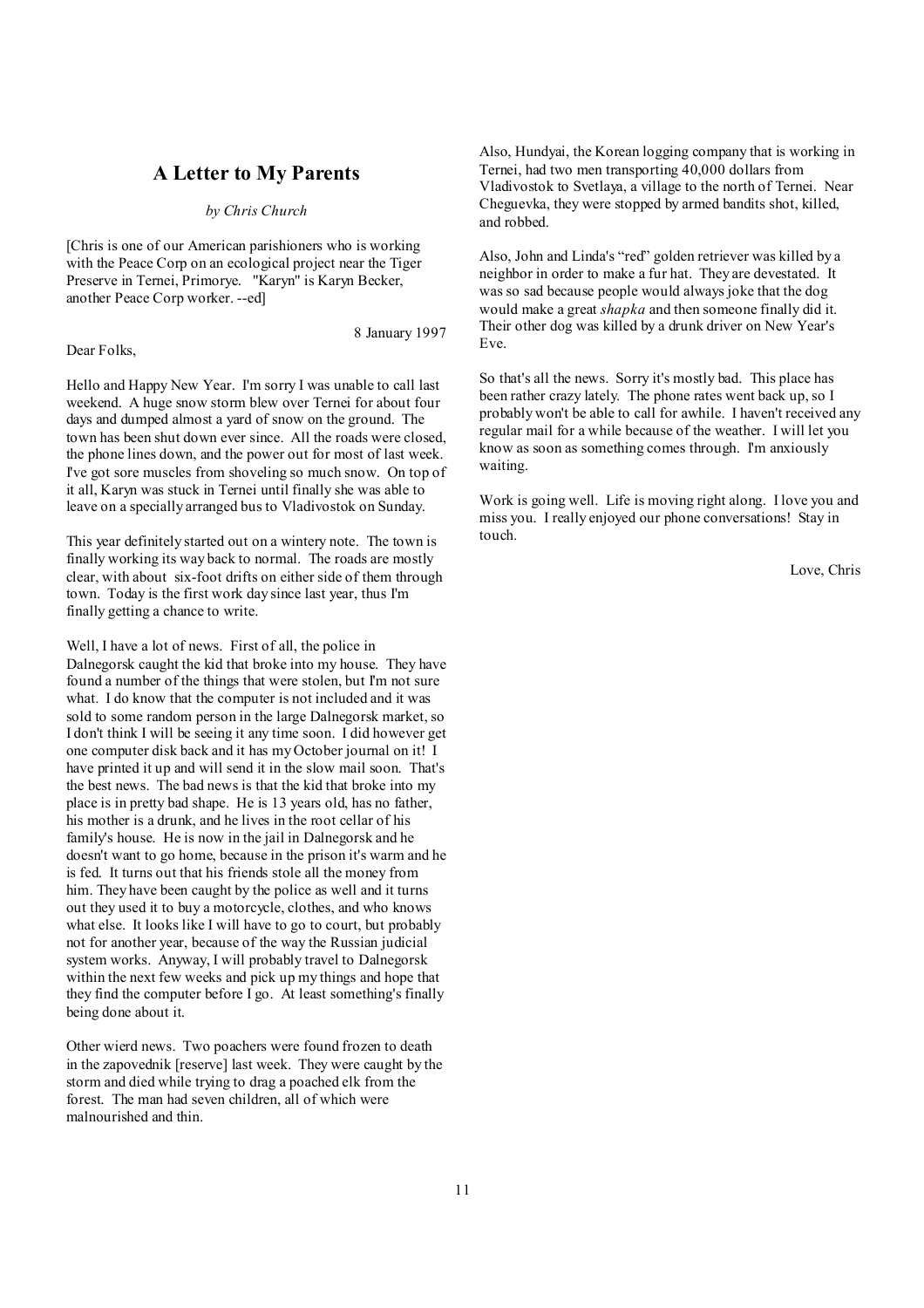## A Letter to My Parents

*by Chris Church*

[Chris is one of our American parishioners who is working with the Peace Corp on an ecological project near the Tiger Preserve in Ternei, Primorye. "Karyn" is Karyn Becker, another Peace Corp worker. --ed]

8 January 1997

Dear Folks,

Hello and Happy New Year. I'm sorry I was unable to call last weekend. A huge snow storm blew over Ternei for about four days and dumped almost a yard of snow on the ground. The town has been shut down ever since. All the roads were closed, the phone lines down, and the power out for most of last week. I've got sore muscles from shoveling so much snow. On top of it all, Karyn was stuck in Ternei until finally she was able to leave on a specially arranged bus to Vladivostok on Sunday.

This year definitely started out on a wintery note. The town is finally working its way back to normal. The roads are mostly clear, with about six-foot drifts on either side of them through town. Today is the first work day since last year, thus I'm finally getting a chance to write.

Well, I have a lot of news. First of all, the police in Dalnegorsk caught the kid that broke into my house. They have found a number of the things that were stolen, but I'm not sure what. I do know that the computer is not included and it was sold to some random person in the large Dalnegorsk market, so I don't think I will be seeing it any time soon. I did however get one computer disk back and it has my October journal on it! I have printed it up and will send it in the slow mail soon. That's the best news. The bad news is that the kid that broke into my place is in pretty bad shape. He is 13 years old, has no father, his mother is a drunk, and he lives in the root cellar of his family's house. He is now in the jail in Dalnegorsk and he doesn't want to go home, because in the prison it's warm and he is fed. It turns out that his friends stole all the money from him. They have been caught by the police as well and it turns out they used it to buy a motorcycle, clothes, and who knows what else. It looks like I will have to go to court, but probably not for another year, because of the way the Russian judicial system works. Anyway, I will probably travel to Dalnegorsk within the next few weeks and pick up my things and hope that they find the computer before I go. At least something's finally being done about it.

Other wierd news. Two poachers were found frozen to death in the zapovednik [reserve] last week. They were caught by the storm and died while trying to drag a poached elk from the forest. The man had seven children, all of which were malnourished and thin.

Also, Hundyai, the Korean logging company that is working in Ternei, had two men transporting 40,000 dollars from Vladivostok to Svetlaya, a village to the north of Ternei. Near Cheguevka, they were stopped by armed bandits shot, killed, and robbed.

Also, John and Linda's "red" golden retriever was killed by a neighbor in order to make a fur hat. They are devestated. It was so sad because people would always joke that the dog would make a great *shapka* and then someone finally did it. Their other dog was killed by a drunk driver on New Year's Eve.

So that's all the news. Sorry it's mostly bad. This place has been rather crazy lately. The phone rates went back up, so I probably won't be able to call for awhile. I haven't received any regular mail for a while because of the weather. I will let you know as soon as something comes through. I'm anxiously waiting.

Work is going well. Life is moving right along. I love you and miss you. I really enjoyed our phone conversations! Stay in touch.

Love, Chris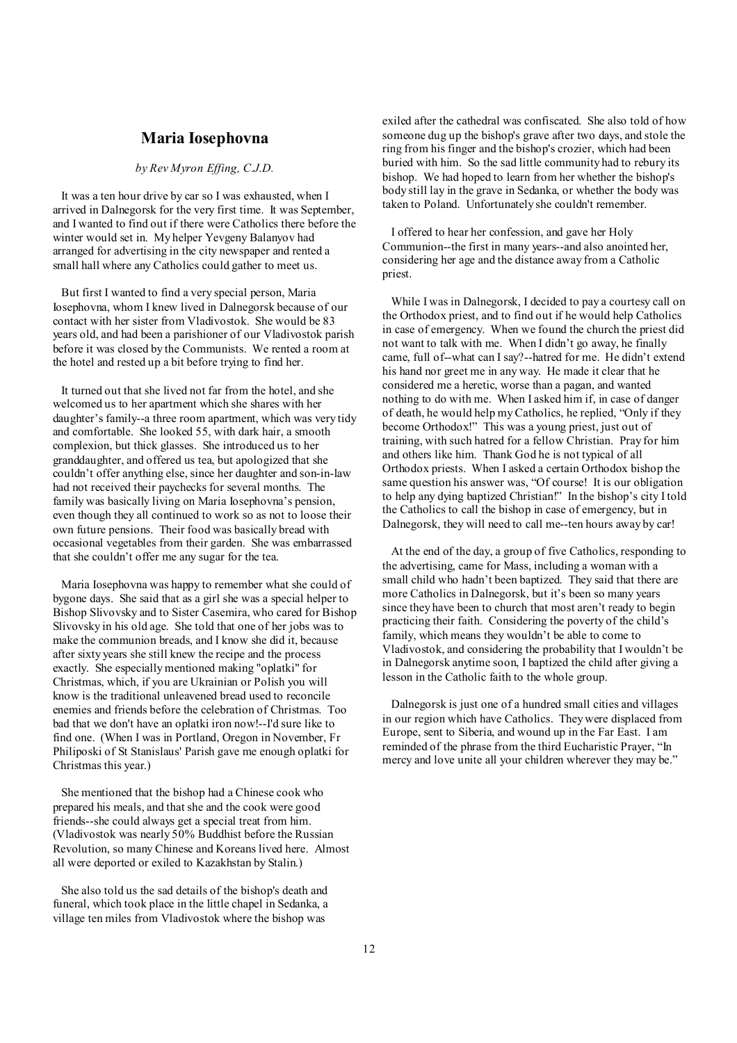## Maria Iosephovna

*by Rev Myron Effing, C.J.D.*

It was a ten hour drive by car so I was exhausted, when I arrived in Dalnegorsk for the very first time. It was September, and I wanted to find out if there were Catholics there before the winter would set in. My helper Yevgeny Balanyov had arranged for advertising in the city newspaper and rented a small hall where any Catholics could gather to meet us.

But first I wanted to find a very special person, Maria Iosephovna, whom I knew lived in Dalnegorsk because of our contact with her sister from Vladivostok. She would be 83 years old, and had been a parishioner of our Vladivostok parish before it was closed by the Communists. We rented a room at the hotel and rested up a bit before trying to find her.

It turned out that she lived not far from the hotel, and she welcomed us to her apartment which she shares with her daughter's family--a three room apartment, which was very tidy and comfortable. She looked 55, with dark hair, a smooth complexion, but thick glasses. She introduced us to her granddaughter, and offered us tea, but apologized that she couldn't offer anything else, since her daughter and son-in-law had not received their paychecks for several months. The family was basically living on Maria Iosephovna's pension, even though they all continued to work so as not to loose their own future pensions. Their food was basically bread with occasional vegetables from their garden. She was embarrassed that she couldn't offer me any sugar for the tea.

Maria Iosephovna was happy to remember what she could of bygone days. She said that as a girl she was a special helper to Bishop Slivovsky and to Sister Casemira, who cared for Bishop Slivovsky in his old age. She told that one of her jobs was to make the communion breads, and I know she did it, because after sixty years she still knew the recipe and the process exactly. She especially mentioned making "oplatki" for Christmas, which, if you are Ukrainian or Polish you will know is the traditional unleavened bread used to reconcile enemies and friends before the celebration of Christmas. Too bad that we don't have an oplatki iron now!--I'd sure like to find one. (When I was in Portland, Oregon in November, Fr Philiposki of St Stanislaus' Parish gave me enough oplatki for Christmas this year.)

She mentioned that the bishop had a Chinese cook who prepared his meals, and that she and the cook were good friends--she could always get a special treat from him. (Vladivostok was nearly 50% Buddhist before the Russian Revolution, so many Chinese and Koreans lived here. Almost all were deported or exiled to Kazakhstan by Stalin.)

She also told us the sad details of the bishop's death and funeral, which took place in the little chapel in Sedanka, a village ten miles from Vladivostok where the bishop was exiled after the cathedral was confiscated. She also told of how someone dug up the bishop's grave after two days, and stole the ring from his finger and the bishop's crozier, which had been buried with him. So the sad little community had to rebury its bishop. We had hoped to learn from her whether the bishop's body still lay in the grave in Sedanka, or whether the body was taken to Poland. Unfortunately she couldn't remember.

I offered to hear her confession, and gave her Holy Communion--the first in many years--and also anointed her, considering her age and the distance away from a Catholic priest.

While I was in Dalnegorsk, I decided to pay a courtesy call on the Orthodox priest, and to find out if he would help Catholics in case of emergency. When we found the church the priest did not want to talk with me. When I didn't go away, he finally came, full of--what can I say?--hatred for me. He didn't extend his hand nor greet me in any way. He made it clear that he considered me a heretic, worse than a pagan, and wanted nothing to do with me. When I asked him if, in case of danger of death, he would help my Catholics, he replied, "Only if they become Orthodox!" This was a young priest, just out of training, with such hatred for a fellow Christian. Pray for him and others like him. Thank God he is not typical of all Orthodox priests. When I asked a certain Orthodox bishop the same question his answer was, "Of course! It is our obligation to help any dying baptized Christian!" In the bishop's city I told the Catholics to call the bishop in case of emergency, but in Dalnegorsk, they will need to call me--ten hours away by car!

At the end of the day, a group of five Catholics, responding to the advertising, came for Mass, including a woman with a small child who hadn't been baptized. They said that there are more Catholics in Dalnegorsk, but it's been so many years since they have been to church that most aren't ready to begin practicing their faith. Considering the poverty of the child's family, which means they wouldn't be able to come to Vladivostok, and considering the probability that I wouldn't be in Dalnegorsk anytime soon, I baptized the child after giving a lesson in the Catholic faith to the whole group.

Dalnegorsk is just one of a hundred small cities and villages in our region which have Catholics. They were displaced from Europe, sent to Siberia, and wound up in the Far East. I am reminded of the phrase from the third Eucharistic Prayer, "In mercy and love unite all your children wherever they may be."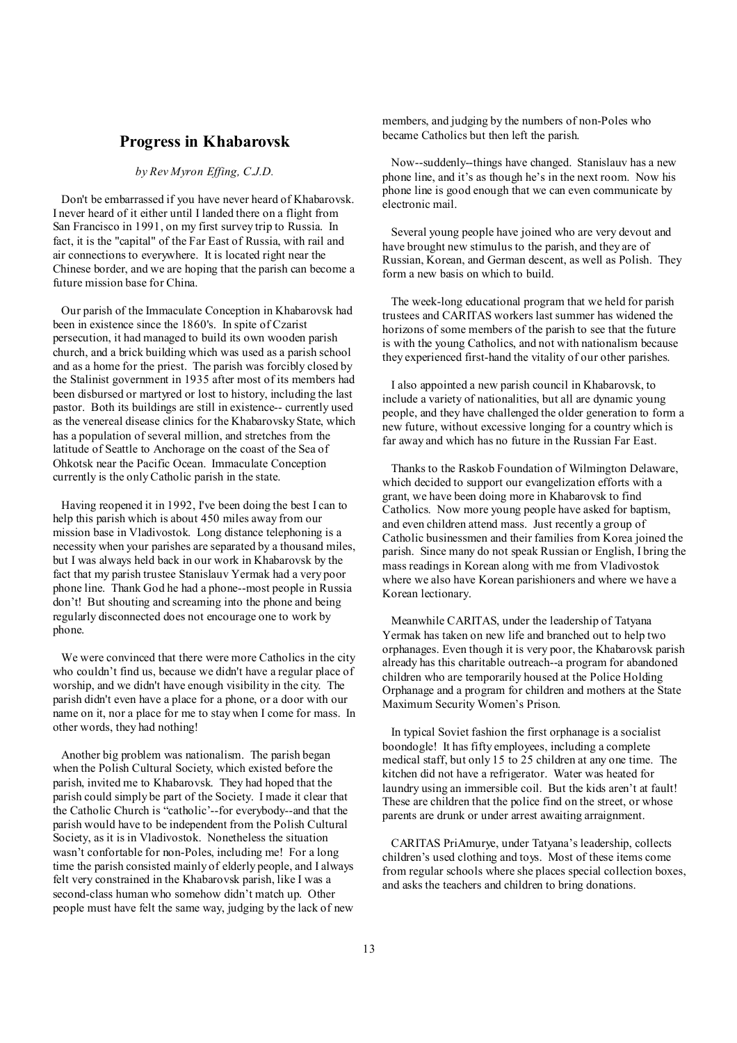## Progress in Khabarovsk

*by Rev Myron Effing, C.J.D.*

Don't be embarrassed if you have never heard of Khabarovsk. I never heard of it either until I landed there on a flight from San Francisco in 1991, on my first survey trip to Russia. In fact, it is the "capital" of the Far East of Russia, with rail and air connections to everywhere. It is located right near the Chinese border, and we are hoping that the parish can become a future mission base for China.

Our parish of the Immaculate Conception in Khabarovsk had been in existence since the 1860's. In spite of Czarist persecution, it had managed to build its own wooden parish church, and a brick building which was used as a parish school and as a home for the priest. The parish was forcibly closed by the Stalinist government in 1935 after most of its members had been disbursed or martyred or lost to history, including the last pastor. Both its buildings are still in existence-- currently used as the venereal disease clinics for the Khabarovsky State, which has a population of several million, and stretches from the latitude of Seattle to Anchorage on the coast of the Sea of Ohkotsk near the Pacific Ocean. Immaculate Conception currently is the only Catholic parish in the state.

Having reopened it in 1992, I've been doing the best I can to help this parish which is about 450 miles away from our mission base in Vladivostok. Long distance telephoning is a necessity when your parishes are separated by a thousand miles, but I was always held back in our work in Khabarovsk by the fact that my parish trustee Stanislauv Yermak had a very poor phone line. Thank God he had a phone--most people in Russia don't! But shouting and screaming into the phone and being regularly disconnected does not encourage one to work by phone.

We were convinced that there were more Catholics in the city who couldn't find us, because we didn't have a regular place of worship, and we didn't have enough visibility in the city. The parish didn't even have a place for a phone, or a door with our name on it, nor a place for me to stay when I come for mass. In other words, they had nothing!

Another big problem was nationalism. The parish began when the Polish Cultural Society, which existed before the parish, invited me to Khabarovsk. They had hoped that the parish could simply be part of the Society. I made it clear that the Catholic Church is "catholic"--for everybody--and that the parish would have to be independent from the Polish Cultural Society, as it is in Vladivostok. Nonetheless the situation wasn't confortable for non-Poles, including me! For a long time the parish consisted mainly of elderly people, and I always felt very constrained in the Khabarovsk parish, like I was a second-class human who somehow didn't match up. Other people must have felt the same way, judging by the lack of new members, and judging by the numbers of non-Poles who became Catholics but then left the parish.

Now--suddenly--things have changed. Stanislauv has a new phone line, and it's as though he's in the next room. Now his phone line is good enough that we can even communicate by electronic mail.

Several young people have joined who are very devout and have brought new stimulus to the parish, and they are of Russian, Korean, and German descent, as well as Polish. They form a new basis on which to build.

The week-long educational program that we held for parish trustees and CARITAS workers last summer has widened the horizons of some members of the parish to see that the future is with the young Catholics, and not with nationalism because they experienced first-hand the vitality of our other parishes.

I also appointed a new parish council in Khabarovsk, to include a variety of nationalities, but all are dynamic young people, and they have challenged the older generation to form a new future, without excessive longing for a country which is far away and which has no future in the Russian Far East.

Thanks to the Raskob Foundation of Wilmington Delaware, which decided to support our evangelization efforts with a grant, we have been doing more in Khabarovsk to find Catholics. Now more young people have asked for baptism, and even children attend mass. Just recently a group of Catholic businessmen and their families from Korea joined the parish. Since many do not speak Russian or English, I bring the mass readings in Korean along with me from Vladivostok where we also have Korean parishioners and where we have a Korean lectionary.

Meanwhile CARITAS, under the leadership of Tatyana Yermak has taken on new life and branched out to help two orphanages. Even though it is very poor, the Khabarovsk parish already has this charitable outreach--a program for abandoned children who are temporarily housed at the Police Holding Orphanage and a program for children and mothers at the State Maximum Security Women's Prison.

In typical Soviet fashion the first orphanage is a socialist boondogle! It has fifty employees, including a complete medical staff, but only 15 to 25 children at any one time. The kitchen did not have a refrigerator. Water was heated for laundry using an immersible coil. But the kids aren't at fault! These are children that the police find on the street, or whose parents are drunk or under arrest awaiting arraignment.

CARITAS PriAmurye, under Tatyana's leadership, collects children's used clothing and toys. Most of these items come from regular schools where she places special collection boxes, and asks the teachers and children to bring donations.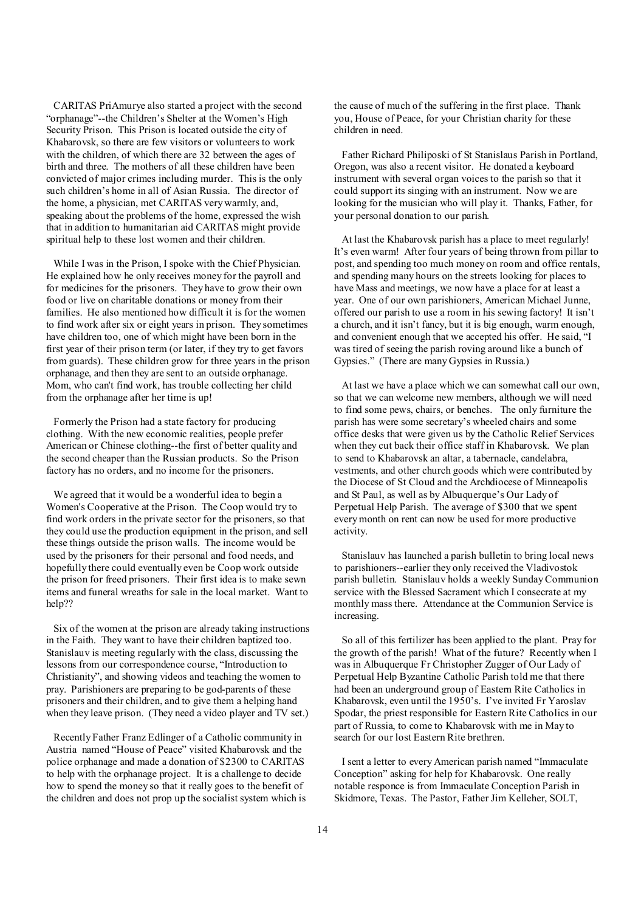CARITAS PriAmurye also started a project with the second "orphanage"--the Children's Shelter at the Women's High Security Prison. This Prison is located outside the city of Khabarovsk, so there are few visitors or volunteers to work with the children, of which there are 32 between the ages of birth and three. The mothers of all these children have been convicted of major crimes including murder. This is the only such children's home in all of Asian Russia. The director of the home, a physician, met CARITAS very warmly, and, speaking about the problems of the home, expressed the wish that in addition to humanitarian aid CARITAS might provide spiritual help to these lost women and their children.

While I was in the Prison, I spoke with the Chief Physician. He explained how he only receives money for the payroll and for medicines for the prisoners. They have to grow their own food or live on charitable donations or money from their families. He also mentioned how difficult it is for the women to find work after six or eight years in prison. They sometimes have children too, one of which might have been born in the first year of their prison term (or later, if they try to get favors from guards). These children grow for three years in the prison orphanage, and then they are sent to an outside orphanage. Mom, who can't find work, has trouble collecting her child from the orphanage after her time is up!

Formerly the Prison had a state factory for producing clothing. With the new economic realities, people prefer American or Chinese clothing--the first of better quality and the second cheaper than the Russian products. So the Prison factory has no orders, and no income for the prisoners.

We agreed that it would be a wonderful idea to begin a Women's Cooperative at the Prison. The Coop would try to find work orders in the private sector for the prisoners, so that they could use the production equipment in the prison, and sell these things outside the prison walls. The income would be used by the prisoners for their personal and food needs, and hopefully there could eventually even be Coop work outside the prison for freed prisoners. Their first idea is to make sewn items and funeral wreaths for sale in the local market. Want to help??

Six of the women at the prison are already taking instructions in the Faith. They want to have their children baptized too. Stanislauv is meeting regularly with the class, discussing the lessons from our correspondence course, "Introduction to Christianity", and showing videos and teaching the women to pray. Parishioners are preparing to be god-parents of these prisoners and their children, and to give them a helping hand when they leave prison. (They need a video player and TV set.)

Recently Father Franz Edlinger of a Catholic community in Austria named "House of Peace" visited Khabarovsk and the police orphanage and made a donation of $2300 to CARITAS to help with the orphanage project. It is a challenge to decide how to spend the money so that it really goes to the benefit of the children and does not prop up the socialist system which is the cause of much of the suffering in the first place. Thank you, House of Peace, for your Christian charity for these children in need.

Father Richard Philiposki of St Stanislaus Parish in Portland, Oregon, was also a recent visitor. He donated a keyboard instrument with several organ voices to the parish so that it could support its singing with an instrument. Now we are looking for the musician who will play it. Thanks, Father, for your personal donation to our parish.

At last the Khabarovsk parish has a place to meet regularly! It's even warm! After four years of being thrown from pillar to post, and spending too much money on room and office rentals, and spending many hours on the streets looking for places to have Mass and meetings, we now have a place for at least a year. One of our own parishioners, American Michael Junne, offered our parish to use a room in his sewing factory! It isn't a church, and it isn't fancy, but it is big enough, warm enough, and convenient enough that we accepted his offer. He said, "I was tired of seeing the parish roving around like a bunch of Gypsies." (There are many Gypsies in Russia.)

At last we have a place which we can somewhat call our own, so that we can welcome new members, although we will need to find some pews, chairs, or benches. The only furniture the parish has were some secretary's wheeled chairs and some office desks that were given us by the Catholic Relief Services when they cut back their office staff in Khabarovsk. We plan to send to Khabarovsk an altar, a tabernacle, candelabra, vestments, and other church goods which were contributed by the Diocese of St Cloud and the Archdiocese of Minneapolis and St Paul, as well as by Albuquerque's Our Lady of Perpetual Help Parish. The average of $300 that we spent every month on rent can now be used for more productive activity.

Stanislauv has launched a parish bulletin to bring local news to parishioners--earlier they only received the Vladivostok parish bulletin. Stanislauv holds a weekly Sunday Communion service with the Blessed Sacrament which I consecrate at my monthly mass there. Attendance at the Communion Service is increasing.

So all of this fertilizer has been applied to the plant. Pray for the growth of the parish! What of the future? Recently when I was in Albuquerque Fr Christopher Zugger of Our Lady of Perpetual Help Byzantine Catholic Parish told me that there had been an underground group of Eastern Rite Catholics in Khabarovsk, even until the 1950's. I've invited Fr Yaroslav Spodar, the priest responsible for Eastern Rite Catholics in our part of Russia, to come to Khabarovsk with me in May to search for our lost Eastern Rite brethren.

I sent a letter to every American parish named "Immaculate Conception" asking for help for Khabarovsk. One really notable responce is from Immaculate Conception Parish in Skidmore, Texas. The Pastor, Father Jim Kelleher, SOLT,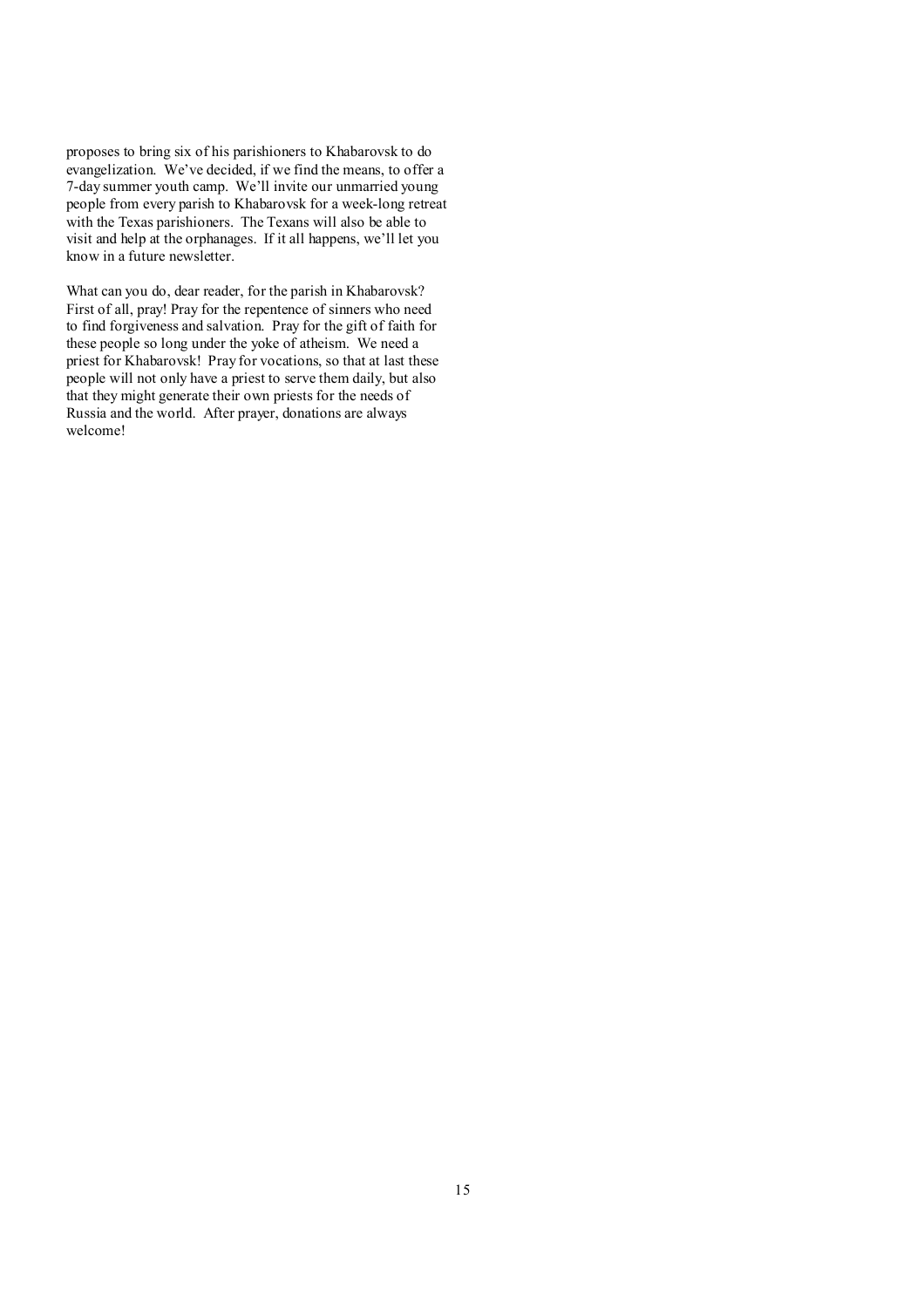proposes to bring six of his parishioners to Khabarovsk to do evangelization. We've decided, if we find the means, to offer a 7-day summer youth camp. We'll invite our unmarried young people from every parish to Khabarovsk for a week-long retreat with the Texas parishioners. The Texans will also be able to visit and help at the orphanages. If it all happens, we'll let you know in a future newsletter.

What can you do, dear reader, for the parish in Khabarovsk? First of all, pray! Pray for the repentence of sinners who need to find forgiveness and salvation. Pray for the gift of faith for these people so long under the yoke of atheism. We need a priest for Khabarovsk! Pray for vocations, so that at last these people will not only have a priest to serve them daily, but also that they might generate their own priests for the needs of Russia and the world. After prayer, donations are always welcome!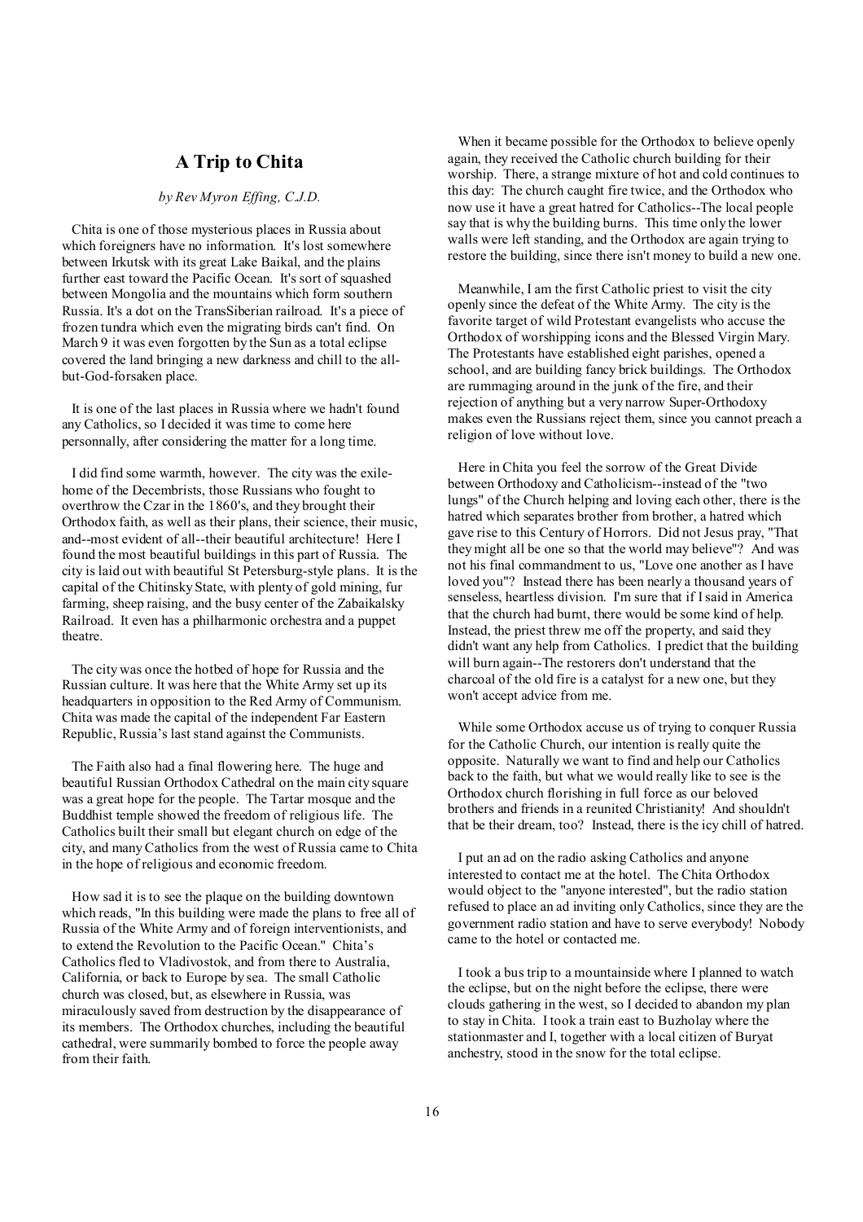## A Trip to Chita

*by Rev Myron Effing, C.J.D.*

Chita is one of those mysterious places in Russia about which foreigners have no information. It's lost somewhere between Irkutsk with its great Lake Baikal, and the plains further east toward the Pacific Ocean. It's sort of squashed between Mongolia and the mountains which form southern Russia. It's a dot on the TransSiberian railroad. It's a piece of frozen tundra which even the migrating birds can't find. On March 9 it was even forgotten by the Sun as a total eclipse covered the land bringing a new darkness and chill to the all-but-God-forsaken place.

It is one of the last places in Russia where we hadn't found any Catholics, so I decided it was time to come here personnally, after considering the matter for a long time.

I did find some warmth, however. The city was the exile-home of the Decembrists, those Russians who fought to overthrow the Czar in the 1860's, and they brought their Orthodox faith, as well as their plans, their science, their music, and--most evident of all--their beautiful architecture! Here I found the most beautiful buildings in this part of Russia. The city is laid out with beautiful St Petersburg-style plans. It is the capital of the Chitinsky State, with plenty of gold mining, fur farming, sheep raising, and the busy center of the Zabaikalsky Railroad. It even has a philharmonic orchestra and a puppet theatre.

The city was once the hotbed of hope for Russia and the Russian culture. It was here that the White Army set up its headquarters in opposition to the Red Army of Communism. Chita was made the capital of the independent Far Eastern Republic, Russia's last stand against the Communists.

The Faith also had a final flowering here. The huge and beautiful Russian Orthodox Cathedral on the main city square was a great hope for the people. The Tartar mosque and the Buddhist temple showed the freedom of religious life. The Catholics built their small but elegant church on edge of the city, and many Catholics from the west of Russia came to Chita in the hope of religious and economic freedom.

How sad it is to see the plaque on the building downtown which reads, "In this building were made the plans to free all of Russia of the White Army and of foreign interventionists, and to extend the Revolution to the Pacific Ocean." Chita's Catholics fled to Vladivostok, and from there to Australia, California, or back to Europe by sea. The small Catholic church was closed, but, as elsewhere in Russia, was miraculously saved from destruction by the disappearance of its members. The Orthodox churches, including the beautiful cathedral, were summarily bombed to force the people away from their faith.

When it became possible for the Orthodox to believe openly again, they received the Catholic church building for their worship. There, a strange mixture of hot and cold continues to this day: The church caught fire twice, and the Orthodox who now use it have a great hatred for Catholics--The local people say that is why the building burns. This time only the lower walls were left standing, and the Orthodox are again trying to restore the building, since there isn't money to build a new one.

Meanwhile, I am the first Catholic priest to visit the city openly since the defeat of the White Army. The city is the favorite target of wild Protestant evangelists who accuse the Orthodox of worshipping icons and the Blessed Virgin Mary. The Protestants have established eight parishes, opened a school, and are building fancy brick buildings. The Orthodox are rummaging around in the junk of the fire, and their rejection of anything but a very narrow Super-Orthodoxy makes even the Russians reject them, since you cannot preach a religion of love without love.

Here in Chita you feel the sorrow of the Great Divide between Orthodoxy and Catholicism--instead of the "two lungs" of the Church helping and loving each other, there is the hatred which separates brother from brother, a hatred which gave rise to this Century of Horrors. Did not Jesus pray, "That they might all be one so that the world may believe"? And was not his final commandment to us, "Love one another as I have loved you"? Instead there has been nearly a thousand years of senseless, heartless division. I'm sure that if I said in America that the church had burnt, there would be some kind of help. Instead, the priest threw me off the property, and said they didn't want any help from Catholics. I predict that the building will burn again--The restorers don't understand that the charcoal of the old fire is a catalyst for a new one, but they won't accept advice from me.

While some Orthodox accuse us of trying to conquer Russia for the Catholic Church, our intention is really quite the opposite. Naturally we want to find and help our Catholics back to the faith, but what we would really like to see is the Orthodox church florishing in full force as our beloved brothers and friends in a reunited Christianity! And shouldn't that be their dream, too? Instead, there is the icy chill of hatred.

I put an ad on the radio asking Catholics and anyone interested to contact me at the hotel. The Chita Orthodox would object to the "anyone interested", but the radio station refused to place an ad inviting only Catholics, since they are the government radio station and have to serve everybody! Nobody came to the hotel or contacted me.

I took a bus trip to a mountainside where I planned to watch the eclipse, but on the night before the eclipse, there were clouds gathering in the west, so I decided to abandon my plan to stay in Chita. I took a train east to Buzholay where the stationmaster and I, together with a local citizen of Buryat anchestry, stood in the snow for the total eclipse.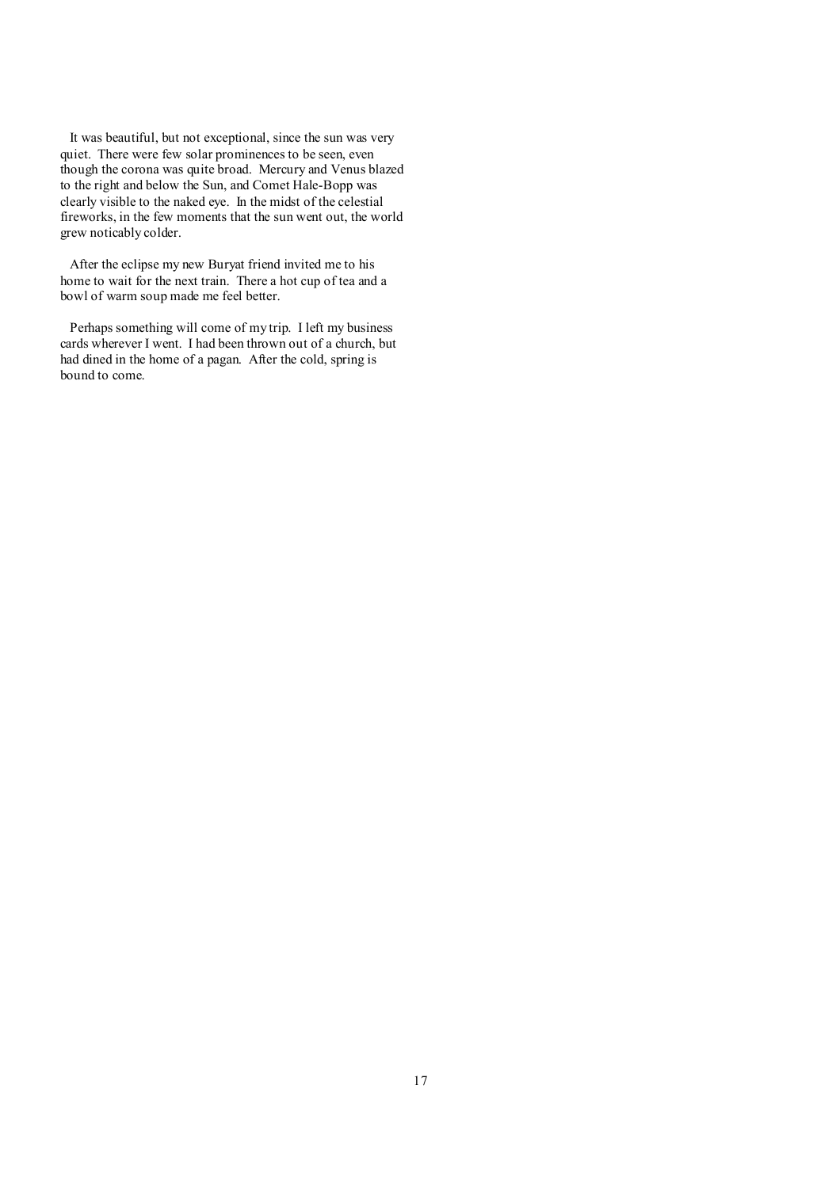It was beautiful, but not exceptional, since the sun was very quiet. There were few solar prominences to be seen, even though the corona was quite broad. Mercury and Venus blazed to the right and below the Sun, and Comet Hale-Bopp was clearly visible to the naked eye. In the midst of the celestial fireworks, in the few moments that the sun went out, the world grew noticably colder.

After the eclipse my new Buryat friend invited me to his home to wait for the next train. There a hot cup of tea and a bowl of warm soup made me feel better.

Perhaps something will come of my trip. I left my business cards wherever I went. I had been thrown out of a church, but had dined in the home of a pagan. After the cold, spring is bound to come.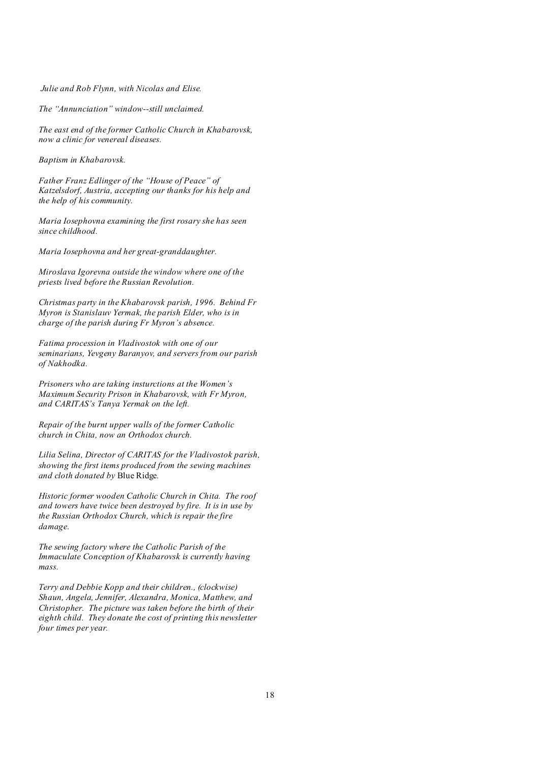*Julie and Rob Flynn, with Nicolas and Elise.*

*The "Annunciation" window--still unclaimed.*

*The east end of the former Catholic Church in Khabarovsk, now a clinic for venereal diseases.*

*Baptism in Khabarovsk.*

*Father Franz Edlinger of the "House of Peace" of Katzelsdorf, Austria, accepting our thanks for his help and the help of his community.*

*Maria Iosephovna examining the first rosary she has seen since childhood.*

*Maria Iosephovna and her great-granddaughter.*

*Miroslava Igorevna outside the window where one of the priests lived before the Russian Revolution.*

*Christmas party in the Khabarovsk parish, 1996. Behind Fr Myron is Stanislauv Yermak, the parish Elder, who is in charge of the parish during Fr Myron's absence.*

*Fatima procession in Vladivostok with one of our seminarians, Yevgeny Baranyov, and servers from our parish of Nakhodka.*

*Prisoners who are taking insturctions at the Women's Maximum Security Prison in Khabarovsk, with Fr Myron, and CARITAS's Tanya Yermak on the left.*

*Repair of the burnt upper walls of the former Catholic church in Chita, now an Orthodox church.*

*Lilia Selina, Director of CARITAS for the Vladivostok parish, showing the first items produced from the sewing machines and cloth donated by* Blue Ridge.

*Historic former wooden Catholic Church in Chita. The roof and towers have twice been destroyed by fire. It is in use by the Russian Orthodox Church, which is repair the fire damage.*

*The sewing factory where the Catholic Parish of the Immaculate Conception of Khabarovsk is currently having mass.*

*Terry and Debbie Kopp and their children., (clockwise) Shaun, Angela, Jennifer, Alexandra, Monica, Matthew, and Christopher. The picture was taken before the birth of their eighth child. They donate the cost of printing this newsletter four times per year.*